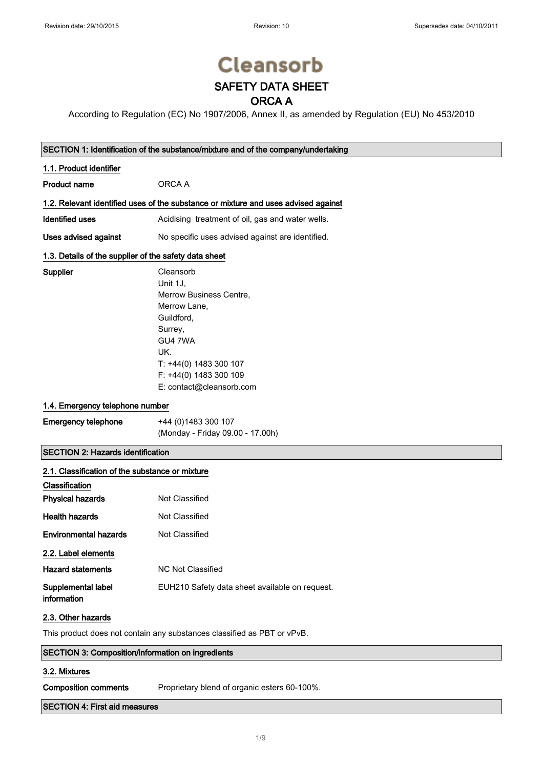Revision date: 29/10/2015 Revision: 10 Supersedes date: 04/10/2011

# Cleansorb

# SAFETY DATA SHEET

# ORCA A

According to Regulation (EC) No 1907/2006, Annex II, as amended by Regulation (EU) No 453/2010

## SECTION 1: Identification of the substance/mixture and of the company/undertaking

### 1.1. Product identifier

**Product name** ORCA A

### 1.2. Relevant identified uses of the substance or mixture and uses advised against

**Identified uses** Acidising treatment of oil, gas and water wells.

**Uses advised against** No specific uses advised against are identified.

### 1.3. Details of the supplier of the safety data sheet

**Supplier**
Cleansorb
Unit 1J,
Merrow Business Centre,
Merrow Lane,
Guildford,
Surrey,
GU4 7WA
UK.
T: +44(0) 1483 300 107
F: +44(0) 1483 300 109
E: contact@cleansorb.com

### 1.4. Emergency telephone number

**Emergency telephone** +44 (0)1483 300 107
(Monday - Friday 09.00 - 17.00h)

## SECTION 2: Hazards identification

### 2.1. Classification of the substance or mixture

**Classification**

**Physical hazards** Not Classified

**Health hazards** Not Classified

**Environmental hazards** Not Classified

### 2.2. Label elements

**Hazard statements** NC Not Classified

**Supplemental label information** EUH210 Safety data sheet available on request.

### 2.3. Other hazards

This product does not contain any substances classified as PBT or vPvB.

## SECTION 3: Composition/information on ingredients

### 3.2. Mixtures

**Composition comments** Proprietary blend of organic esters 60-100%.

## SECTION 4: First aid measures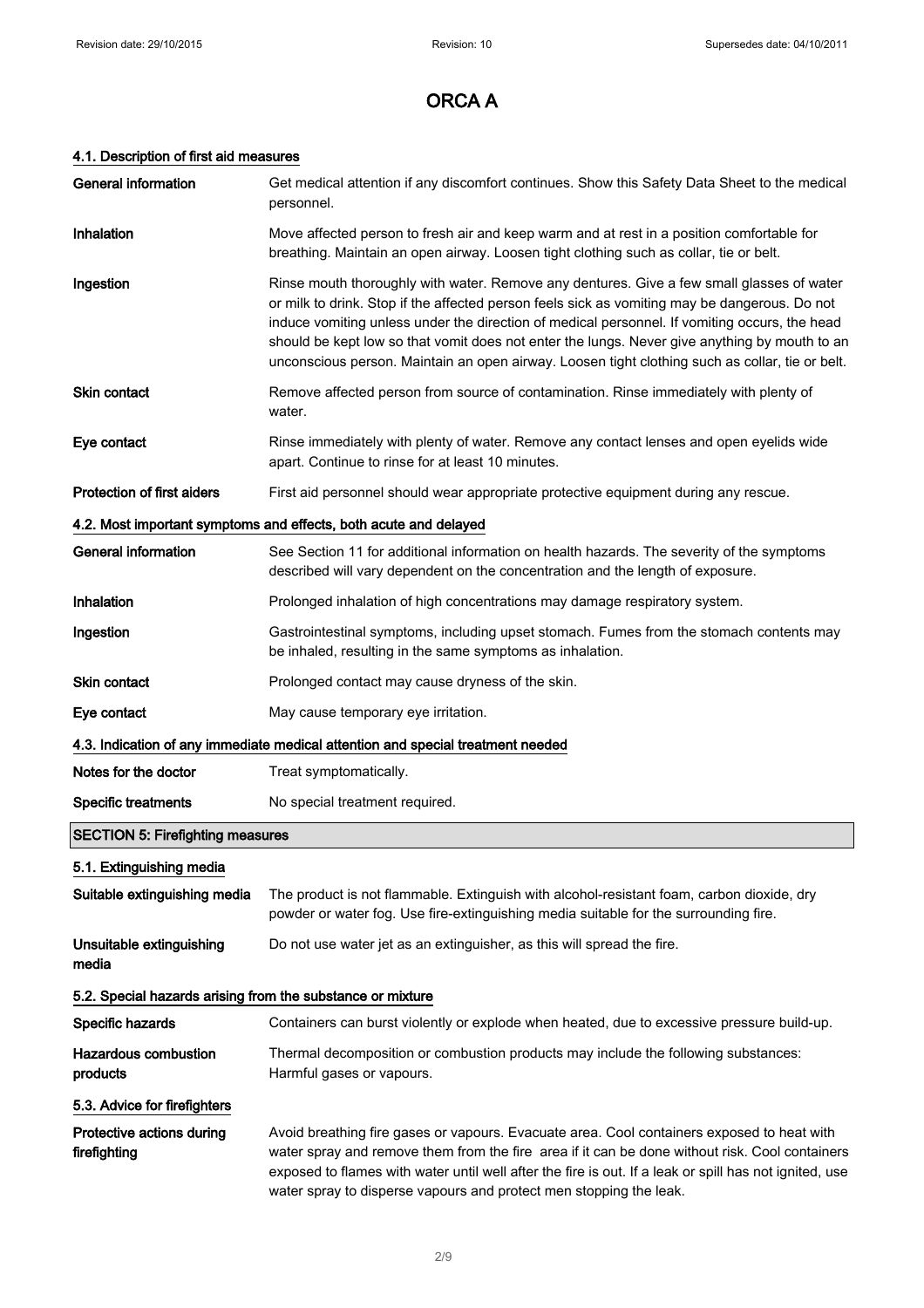# ORCA A

### 4.1. Description of first aid measures

| | |
|---|---|
| **General information** | Get medical attention if any discomfort continues. Show this Safety Data Sheet to the medical personnel. |
| **Inhalation** | Move affected person to fresh air and keep warm and at rest in a position comfortable for breathing. Maintain an open airway. Loosen tight clothing such as collar, tie or belt. |
| **Ingestion** | Rinse mouth thoroughly with water. Remove any dentures. Give a few small glasses of water or milk to drink. Stop if the affected person feels sick as vomiting may be dangerous. Do not induce vomiting unless under the direction of medical personnel. If vomiting occurs, the head should be kept low so that vomit does not enter the lungs. Never give anything by mouth to an unconscious person. Maintain an open airway. Loosen tight clothing such as collar, tie or belt. |
| **Skin contact** | Remove affected person from source of contamination. Rinse immediately with plenty of water. |
| **Eye contact** | Rinse immediately with plenty of water. Remove any contact lenses and open eyelids wide apart. Continue to rinse for at least 10 minutes. |
| **Protection of first aiders** | First aid personnel should wear appropriate protective equipment during any rescue. |

### 4.2. Most important symptoms and effects, both acute and delayed

| | |
|---|---|
| **General information** | See Section 11 for additional information on health hazards. The severity of the symptoms described will vary dependent on the concentration and the length of exposure. |
| **Inhalation** | Prolonged inhalation of high concentrations may damage respiratory system. |
| **Ingestion** | Gastrointestinal symptoms, including upset stomach. Fumes from the stomach contents may be inhaled, resulting in the same symptoms as inhalation. |
| **Skin contact** | Prolonged contact may cause dryness of the skin. |
| **Eye contact** | May cause temporary eye irritation. |

### 4.3. Indication of any immediate medical attention and special treatment needed

| | |
|---|---|
| **Notes for the doctor** | Treat symptomatically. |
| **Specific treatments** | No special treatment required. |

## SECTION 5: Firefighting measures

### 5.1. Extinguishing media

| | |
|---|---|
| **Suitable extinguishing media** | The product is not flammable. Extinguish with alcohol-resistant foam, carbon dioxide, dry powder or water fog. Use fire-extinguishing media suitable for the surrounding fire. |
| **Unsuitable extinguishing media** | Do not use water jet as an extinguisher, as this will spread the fire. |

### 5.2. Special hazards arising from the substance or mixture

| | |
|---|---|
| **Specific hazards** | Containers can burst violently or explode when heated, due to excessive pressure build-up. |
| **Hazardous combustion products** | Thermal decomposition or combustion products may include the following substances: Harmful gases or vapours. |

### 5.3. Advice for firefighters

| | |
|---|---|
| **Protective actions during firefighting** | Avoid breathing fire gases or vapours. Evacuate area. Cool containers exposed to heat with water spray and remove them from the fire area if it can be done without risk. Cool containers exposed to flames with water until well after the fire is out. If a leak or spill has not ignited, use water spray to disperse vapours and protect men stopping the leak. |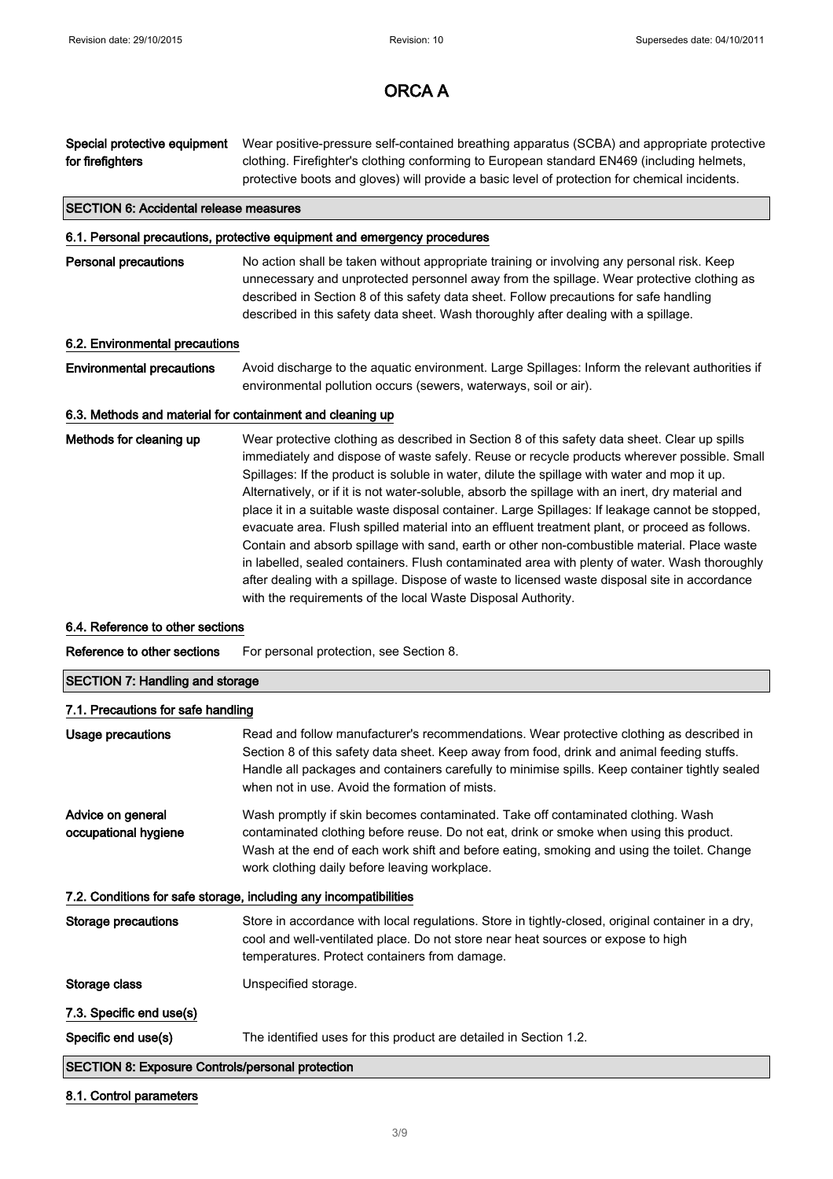# ORCA A

**Special protective equipment for firefighters** Wear positive-pressure self-contained breathing apparatus (SCBA) and appropriate protective clothing. Firefighter's clothing conforming to European standard EN469 (including helmets, protective boots and gloves) will provide a basic level of protection for chemical incidents.

## SECTION 6: Accidental release measures

### 6.1. Personal precautions, protective equipment and emergency procedures

**Personal precautions** No action shall be taken without appropriate training or involving any personal risk. Keep unnecessary and unprotected personnel away from the spillage. Wear protective clothing as described in Section 8 of this safety data sheet. Follow precautions for safe handling described in this safety data sheet. Wash thoroughly after dealing with a spillage.

### 6.2. Environmental precautions

**Environmental precautions** Avoid discharge to the aquatic environment. Large Spillages: Inform the relevant authorities if environmental pollution occurs (sewers, waterways, soil or air).

### 6.3. Methods and material for containment and cleaning up

**Methods for cleaning up** Wear protective clothing as described in Section 8 of this safety data sheet. Clear up spills immediately and dispose of waste safely. Reuse or recycle products wherever possible. Small Spillages: If the product is soluble in water, dilute the spillage with water and mop it up. Alternatively, or if it is not water-soluble, absorb the spillage with an inert, dry material and place it in a suitable waste disposal container. Large Spillages: If leakage cannot be stopped, evacuate area. Flush spilled material into an effluent treatment plant, or proceed as follows. Contain and absorb spillage with sand, earth or other non-combustible material. Place waste in labelled, sealed containers. Flush contaminated area with plenty of water. Wash thoroughly after dealing with a spillage. Dispose of waste to licensed waste disposal site in accordance with the requirements of the local Waste Disposal Authority.

### 6.4. Reference to other sections

**Reference to other sections** For personal protection, see Section 8.

## SECTION 7: Handling and storage

### 7.1. Precautions for safe handling

**Usage precautions** Read and follow manufacturer's recommendations. Wear protective clothing as described in Section 8 of this safety data sheet. Keep away from food, drink and animal feeding stuffs. Handle all packages and containers carefully to minimise spills. Keep container tightly sealed when not in use. Avoid the formation of mists.

**Advice on general occupational hygiene** Wash promptly if skin becomes contaminated. Take off contaminated clothing. Wash contaminated clothing before reuse. Do not eat, drink or smoke when using this product. Wash at the end of each work shift and before eating, smoking and using the toilet. Change work clothing daily before leaving workplace.

### 7.2. Conditions for safe storage, including any incompatibilities

**Storage precautions** Store in accordance with local regulations. Store in tightly-closed, original container in a dry, cool and well-ventilated place. Do not store near heat sources or expose to high temperatures. Protect containers from damage.

**Storage class** Unspecified storage.

### 7.3. Specific end use(s)

**Specific end use(s)** The identified uses for this product are detailed in Section 1.2.

## SECTION 8: Exposure Controls/personal protection

### 8.1. Control parameters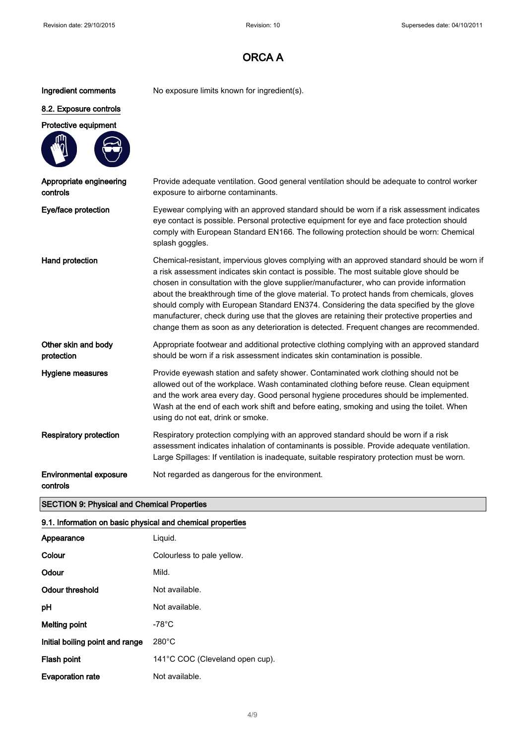# ORCA A

| | |
|---|---|
| **Ingredient comments** | No exposure limits known for ingredient(s). |

## 8.2. Exposure controls

**Protective equipment**

| | |
|---|---|
| **Appropriate engineering controls** | Provide adequate ventilation. Good general ventilation should be adequate to control worker exposure to airborne contaminants. |
| **Eye/face protection** | Eyewear complying with an approved standard should be worn if a risk assessment indicates eye contact is possible. Personal protective equipment for eye and face protection should comply with European Standard EN166. The following protection should be worn: Chemical splash goggles. |
| **Hand protection** | Chemical-resistant, impervious gloves complying with an approved standard should be worn if a risk assessment indicates skin contact is possible. The most suitable glove should be chosen in consultation with the glove supplier/manufacturer, who can provide information about the breakthrough time of the glove material. To protect hands from chemicals, gloves should comply with European Standard EN374. Considering the data specified by the glove manufacturer, check during use that the gloves are retaining their protective properties and change them as soon as any deterioration is detected. Frequent changes are recommended. |
| **Other skin and body protection** | Appropriate footwear and additional protective clothing complying with an approved standard should be worn if a risk assessment indicates skin contamination is possible. |
| **Hygiene measures** | Provide eyewash station and safety shower. Contaminated work clothing should not be allowed out of the workplace. Wash contaminated clothing before reuse. Clean equipment and the work area every day. Good personal hygiene procedures should be implemented. Wash at the end of each work shift and before eating, smoking and using the toilet. When using do not eat, drink or smoke. |
| **Respiratory protection** | Respiratory protection complying with an approved standard should be worn if a risk assessment indicates inhalation of contaminants is possible. Provide adequate ventilation. Large Spillages: If ventilation is inadequate, suitable respiratory protection must be worn. |
| **Environmental exposure controls** | Not regarded as dangerous for the environment. |

## SECTION 9: Physical and Chemical Properties

### 9.1. Information on basic physical and chemical properties

| | |
|---|---|
| **Appearance** | Liquid. |
| **Colour** | Colourless to pale yellow. |
| **Odour** | Mild. |
| **Odour threshold** | Not available. |
| **pH** | Not available. |
| **Melting point** | -78°C |
| **Initial boiling point and range** | 280°C |
| **Flash point** | 141°C COC (Cleveland open cup). |
| **Evaporation rate** | Not available. |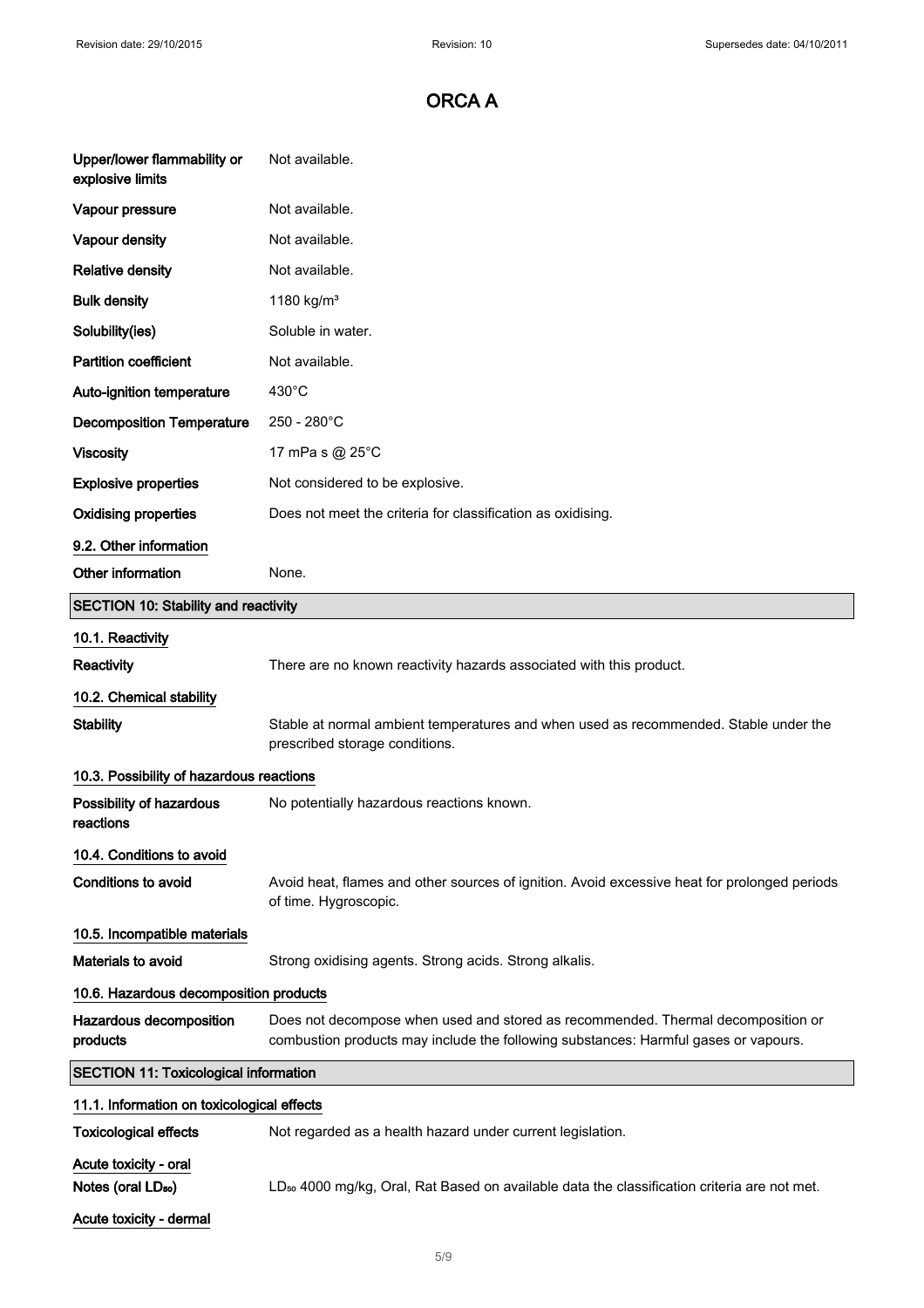# ORCA A

| | |
|---|---|
| **Upper/lower flammability or explosive limits** | Not available. |
| **Vapour pressure** | Not available. |
| **Vapour density** | Not available. |
| **Relative density** | Not available. |
| **Bulk density** | 1180 kg/m³ |
| **Solubility(ies)** | Soluble in water. |
| **Partition coefficient** | Not available. |
| **Auto-ignition temperature** | 430°C |
| **Decomposition Temperature** | 250 - 280°C |
| **Viscosity** | 17 mPa s @ 25°C |
| **Explosive properties** | Not considered to be explosive. |
| **Oxidising properties** | Does not meet the criteria for classification as oxidising. |

### 9.2. Other information

**Other information** None.

## SECTION 10: Stability and reactivity

### 10.1. Reactivity

**Reactivity** There are no known reactivity hazards associated with this product.

### 10.2. Chemical stability

**Stability** Stable at normal ambient temperatures and when used as recommended. Stable under the prescribed storage conditions.

### 10.3. Possibility of hazardous reactions

**Possibility of hazardous reactions** No potentially hazardous reactions known.

### 10.4. Conditions to avoid

**Conditions to avoid** Avoid heat, flames and other sources of ignition. Avoid excessive heat for prolonged periods of time. Hygroscopic.

### 10.5. Incompatible materials

**Materials to avoid** Strong oxidising agents. Strong acids. Strong alkalis.

### 10.6. Hazardous decomposition products

**Hazardous decomposition products** Does not decompose when used and stored as recommended. Thermal decomposition or combustion products may include the following substances: Harmful gases or vapours.

## SECTION 11: Toxicological information

### 11.1. Information on toxicological effects

**Toxicological effects** Not regarded as a health hazard under current legislation.

**Acute toxicity - oral**

**Notes (oral $LD_{50}$)** $LD_{50}$ 4000 mg/kg, Oral, Rat Based on available data the classification criteria are not met.

**Acute toxicity - dermal**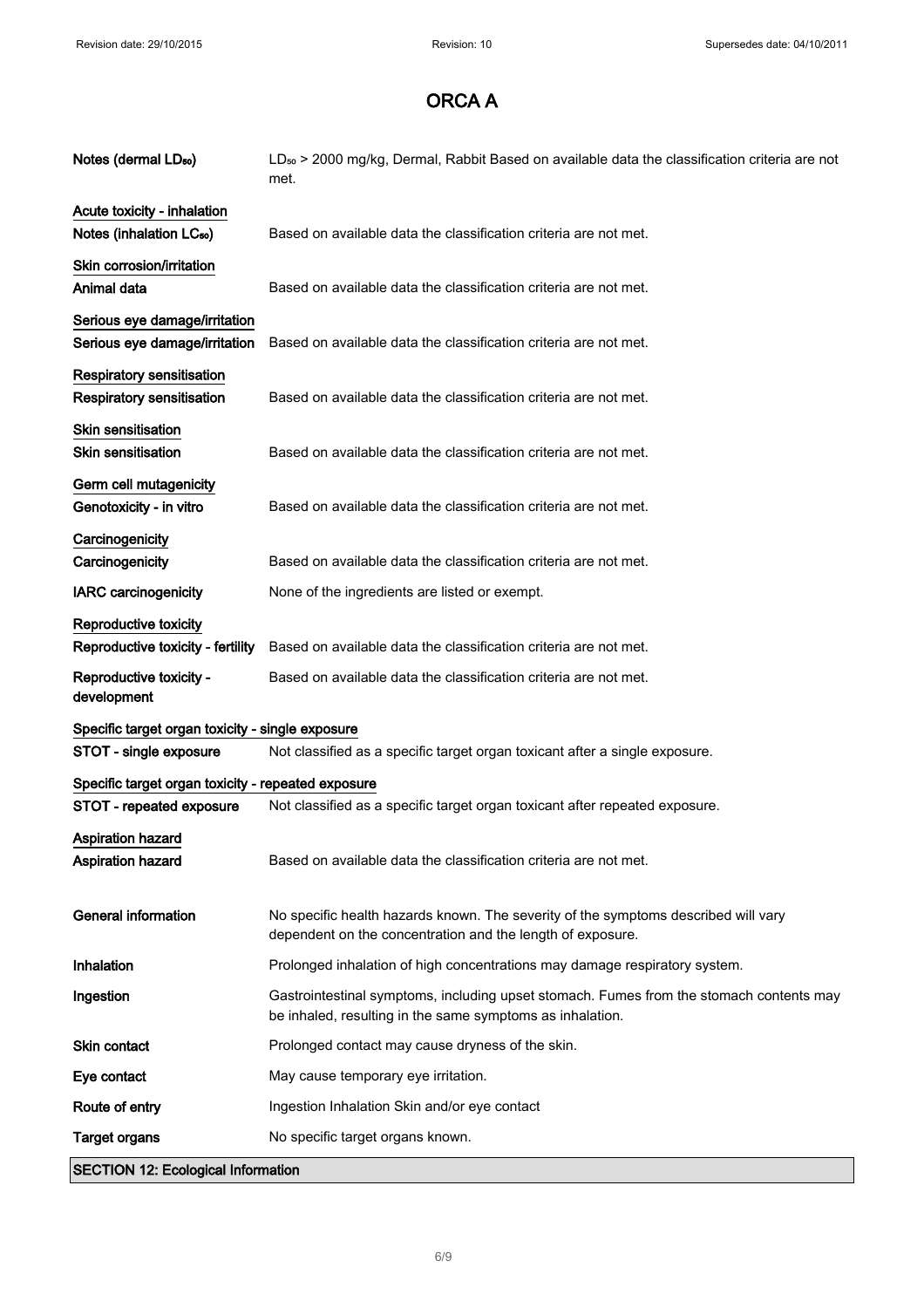# ORCA A

| | |
|---|---|
| **Notes (dermal $LD_{50}$)** | $LD_{50}$ > 2000 mg/kg, Dermal, Rabbit Based on available data the classification criteria are not met. |

**Acute toxicity - inhalation**

| | |
|---|---|
| **Notes (inhalation $LC_{50}$)** | Based on available data the classification criteria are not met. |

**Skin corrosion/irritation**

| | |
|---|---|
| **Animal data** | Based on available data the classification criteria are not met. |

**Serious eye damage/irritation**

| | |
|---|---|
| **Serious eye damage/irritation** | Based on available data the classification criteria are not met. |

**Respiratory sensitisation**

| | |
|---|---|
| **Respiratory sensitisation** | Based on available data the classification criteria are not met. |

**Skin sensitisation**

| | |
|---|---|
| **Skin sensitisation** | Based on available data the classification criteria are not met. |

**Germ cell mutagenicity**

| | |
|---|---|
| **Genotoxicity - in vitro** | Based on available data the classification criteria are not met. |

**Carcinogenicity**

| | |
|---|---|
| **Carcinogenicity** | Based on available data the classification criteria are not met. |
| **IARC carcinogenicity** | None of the ingredients are listed or exempt. |

**Reproductive toxicity**

| | |
|---|---|
| **Reproductive toxicity - fertility** | Based on available data the classification criteria are not met. |
| **Reproductive toxicity - development** | Based on available data the classification criteria are not met. |

**Specific target organ toxicity - single exposure**

| | |
|---|---|
| **STOT - single exposure** | Not classified as a specific target organ toxicant after a single exposure. |

**Specific target organ toxicity - repeated exposure**

| | |
|---|---|
| **STOT - repeated exposure** | Not classified as a specific target organ toxicant after repeated exposure. |

**Aspiration hazard**

| | |
|---|---|
| **Aspiration hazard** | Based on available data the classification criteria are not met. |

| | |
|---|---|
| **General information** | No specific health hazards known. The severity of the symptoms described will vary dependent on the concentration and the length of exposure. |
| **Inhalation** | Prolonged inhalation of high concentrations may damage respiratory system. |
| **Ingestion** | Gastrointestinal symptoms, including upset stomach. Fumes from the stomach contents may be inhaled, resulting in the same symptoms as inhalation. |
| **Skin contact** | Prolonged contact may cause dryness of the skin. |
| **Eye contact** | May cause temporary eye irritation. |
| **Route of entry** | Ingestion Inhalation Skin and/or eye contact |
| **Target organs** | No specific target organs known. |

## SECTION 12: Ecological Information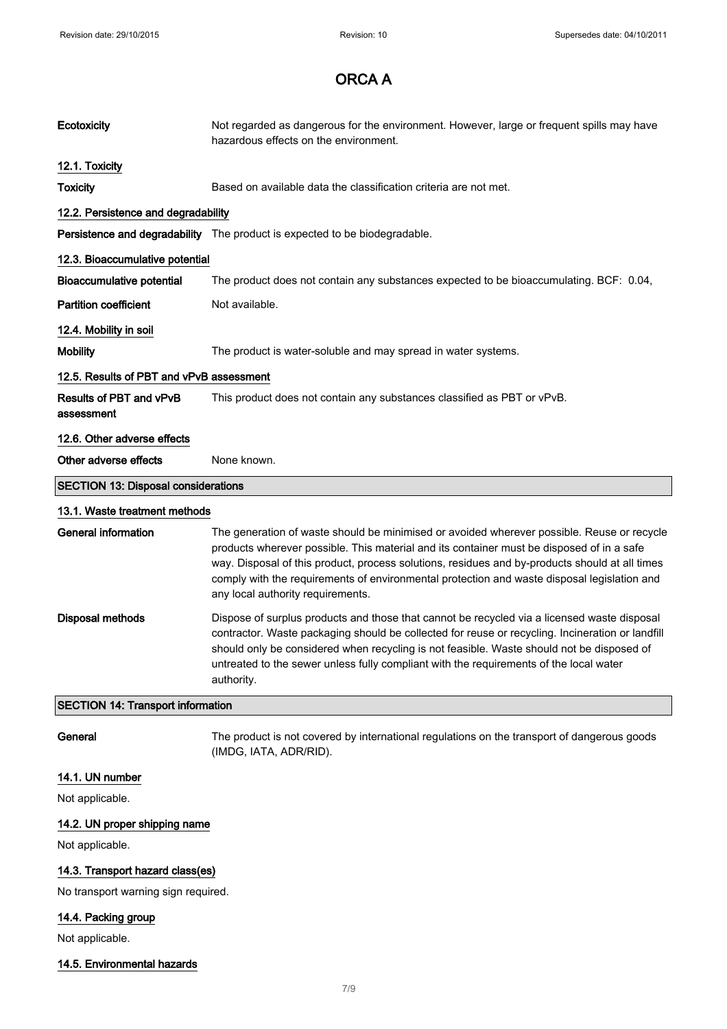# ORCA A

**Ecotoxicity** Not regarded as dangerous for the environment. However, large or frequent spills may have hazardous effects on the environment.

### 12.1. Toxicity

**Toxicity** Based on available data the classification criteria are not met.

### 12.2. Persistence and degradability

**Persistence and degradability** The product is expected to be biodegradable.

### 12.3. Bioaccumulative potential

**Bioaccumulative potential** The product does not contain any substances expected to be bioaccumulating. BCF: 0.04,

**Partition coefficient** Not available.

### 12.4. Mobility in soil

**Mobility** The product is water-soluble and may spread in water systems.

### 12.5. Results of PBT and vPvB assessment

**Results of PBT and vPvB assessment** This product does not contain any substances classified as PBT or vPvB.

### 12.6. Other adverse effects

**Other adverse effects** None known.

## SECTION 13: Disposal considerations

### 13.1. Waste treatment methods

**General information** The generation of waste should be minimised or avoided wherever possible. Reuse or recycle products wherever possible. This material and its container must be disposed of in a safe way. Disposal of this product, process solutions, residues and by-products should at all times comply with the requirements of environmental protection and waste disposal legislation and any local authority requirements.

**Disposal methods** Dispose of surplus products and those that cannot be recycled via a licensed waste disposal contractor. Waste packaging should be collected for reuse or recycling. Incineration or landfill should only be considered when recycling is not feasible. Waste should not be disposed of untreated to the sewer unless fully compliant with the requirements of the local water authority.

## SECTION 14: Transport information

**General** The product is not covered by international regulations on the transport of dangerous goods (IMDG, IATA, ADR/RID).

### 14.1. UN number

Not applicable.

### 14.2. UN proper shipping name

Not applicable.

### 14.3. Transport hazard class(es)

No transport warning sign required.

### 14.4. Packing group

Not applicable.

### 14.5. Environmental hazards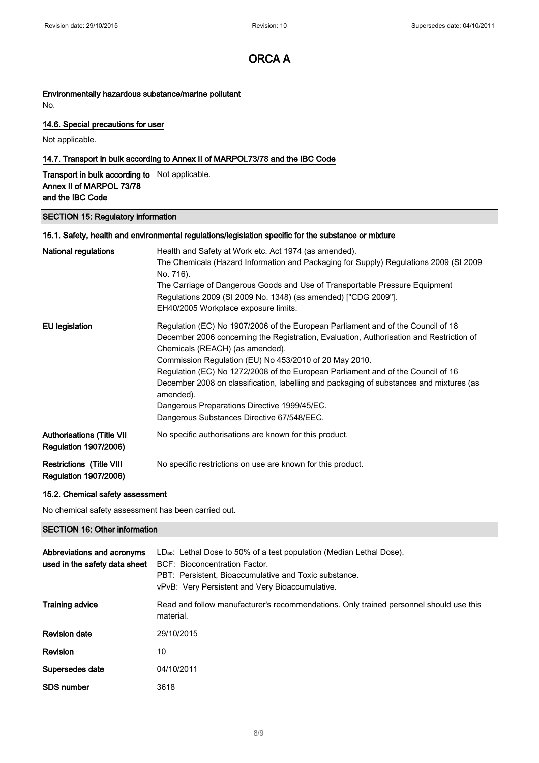# ORCA A

**Environmentally hazardous substance/marine pollutant**

No.

### 14.6. Special precautions for user

Not applicable.

### 14.7. Transport in bulk according to Annex II of MARPOL73/78 and the IBC Code

| | |
|---|---|
| **Transport in bulk according to Annex II of MARPOL 73/78 and the IBC Code** | Not applicable. |

## SECTION 15: Regulatory information

### 15.1. Safety, health and environmental regulations/legislation specific for the substance or mixture

| | |
|---|---|
| **National regulations** | Health and Safety at Work etc. Act 1974 (as amended).<br>The Chemicals (Hazard Information and Packaging for Supply) Regulations 2009 (SI 2009 No. 716).<br>The Carriage of Dangerous Goods and Use of Transportable Pressure Equipment Regulations 2009 (SI 2009 No. 1348) (as amended) ["CDG 2009"].<br>EH40/2005 Workplace exposure limits. |
| **EU legislation** | Regulation (EC) No 1907/2006 of the European Parliament and of the Council of 18 December 2006 concerning the Registration, Evaluation, Authorisation and Restriction of Chemicals (REACH) (as amended).<br>Commission Regulation (EU) No 453/2010 of 20 May 2010.<br>Regulation (EC) No 1272/2008 of the European Parliament and of the Council of 16 December 2008 on classification, labelling and packaging of substances and mixtures (as amended).<br>Dangerous Preparations Directive 1999/45/EC.<br>Dangerous Substances Directive 67/548/EEC. |
| **Authorisations (Title VII Regulation 1907/2006)** | No specific authorisations are known for this product. |
| **Restrictions (Title VIII Regulation 1907/2006)** | No specific restrictions on use are known for this product. |

### 15.2. Chemical safety assessment

No chemical safety assessment has been carried out.

## SECTION 16: Other information

| | |
|---|---|
| **Abbreviations and acronyms used in the safety data sheet** | $LD_{50}$: Lethal Dose to 50% of a test population (Median Lethal Dose).<br>BCF: Bioconcentration Factor.<br>PBT: Persistent, Bioaccumulative and Toxic substance.<br>vPvB: Very Persistent and Very Bioaccumulative. |
| **Training advice** | Read and follow manufacturer's recommendations. Only trained personnel should use this material. |
| **Revision date** | 29/10/2015 |
| **Revision** | 10 |
| **Supersedes date** | 04/10/2011 |
| **SDS number** | 3618 |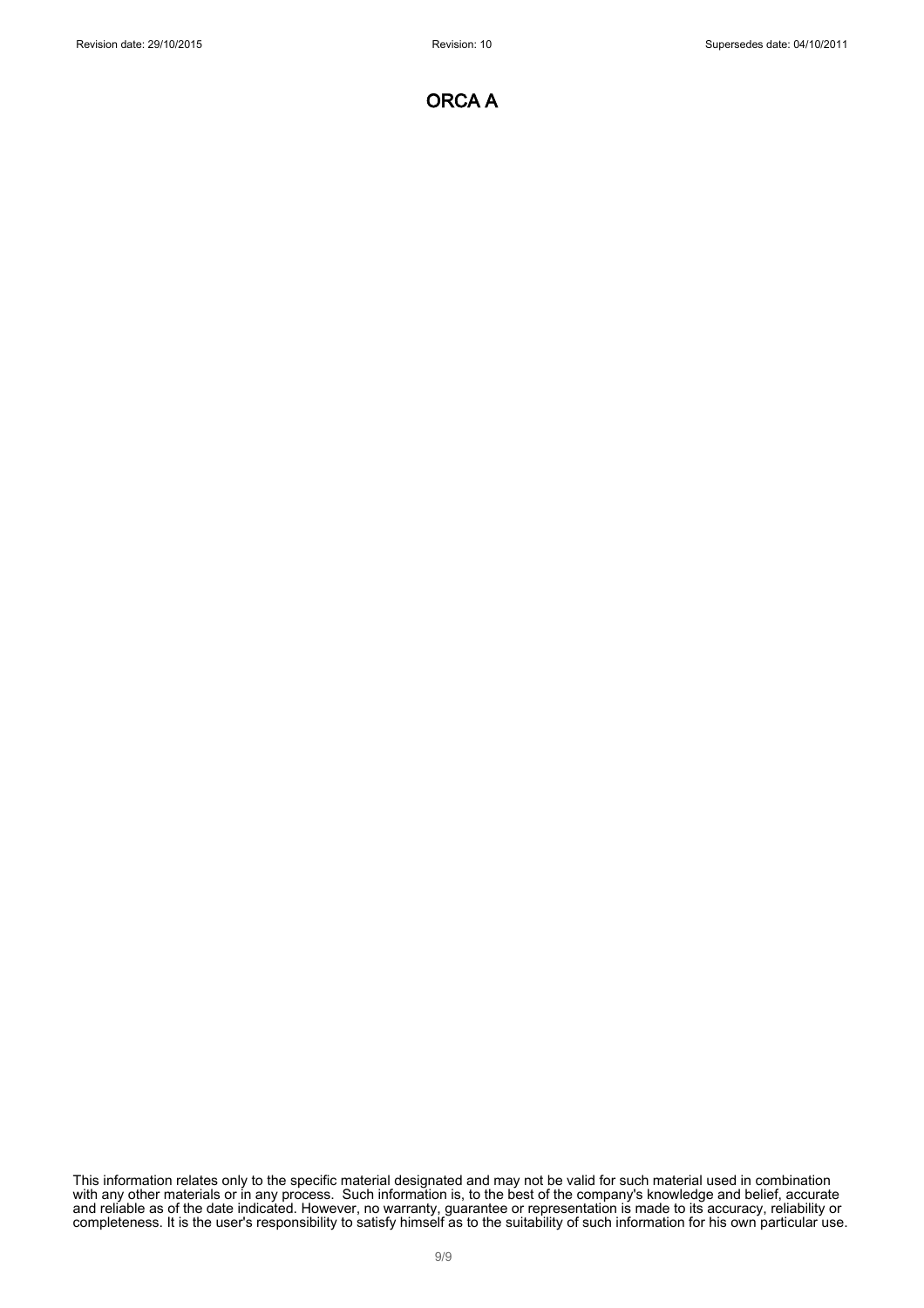# ORCA A

This information relates only to the specific material designated and may not be valid for such material used in combination with any other materials or in any process. Such information is, to the best of the company's knowledge and belief, accurate and reliable as of the date indicated. However, no warranty, guarantee or representation is made to its accuracy, reliability or completeness. It is the user's responsibility to satisfy himself as to the suitability of such information for his own particular use.